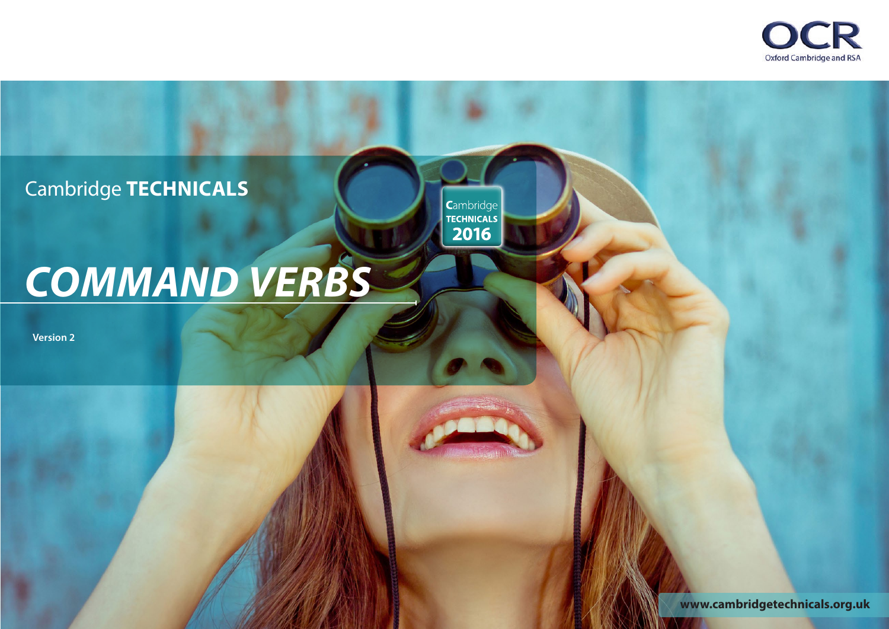OCR

Oxford Cambridge and RSA

Cambridge **TECHNICALS**

# *COMMAND VERBS*

**Version 2**

www.cambridgetechnicals.org.uk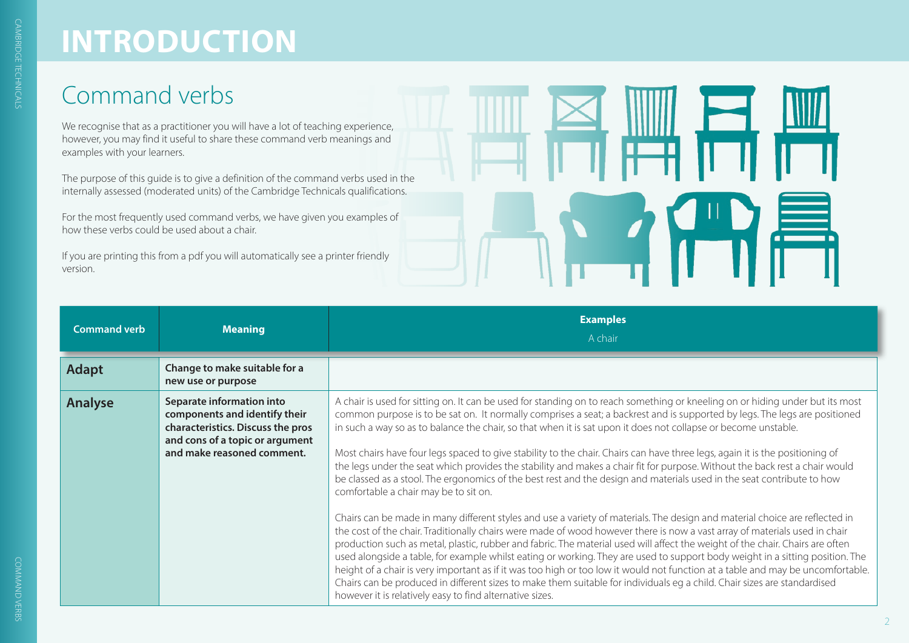# INTRODUCTION

## Command verbs

We recognise that as a practitioner you will have a lot of teaching experience, however, you may find it useful to share these command verb meanings and examples with your learners.

The purpose of this guide is to give a definition of the command verbs used in the internally assessed (moderated units) of the Cambridge Technicals qualifications.

For the most frequently used command verbs, we have given you examples of how these verbs could be used about a chair.

If you are printing this from a pdf you will automatically see a printer friendly version.

| Command verb | Meaning | Examples<br>A chair |
|---|---|---|
| **Adapt** | **Change to make suitable for a new use or purpose** | |
| **Analyse** | **Separate information into components and identify their characteristics. Discuss the pros and cons of a topic or argument and make reasoned comment.** | A chair is used for sitting on. It can be used for standing on to reach something or kneeling on or hiding under but its most common purpose is to be sat on. It normally comprises a seat; a backrest and is supported by legs. The legs are positioned in such a way so as to balance the chair, so that when it is sat upon it does not collapse or become unstable.<br><br>Most chairs have four legs spaced to give stability to the chair. Chairs can have three legs, again it is the positioning of the legs under the seat which provides the stability and makes a chair fit for purpose. Without the back rest a chair would be classed as a stool. The ergonomics of the best rest and the design and materials used in the seat contribute to how comfortable a chair may be to sit on.<br><br>Chairs can be made in many different styles and use a variety of materials. The design and material choice are reflected in the cost of the chair. Traditionally chairs were made of wood however there is now a vast array of materials used in chair production such as metal, plastic, rubber and fabric. The material used will affect the weight of the chair. Chairs are often used alongside a table, for example whilst eating or working. They are used to support body weight in a sitting position. The height of a chair is very important as if it was too high or too low it would not function at a table and may be uncomfortable. Chairs can be produced in different sizes to make them suitable for individuals eg a child. Chair sizes are standardised however it is relatively easy to find alternative sizes. |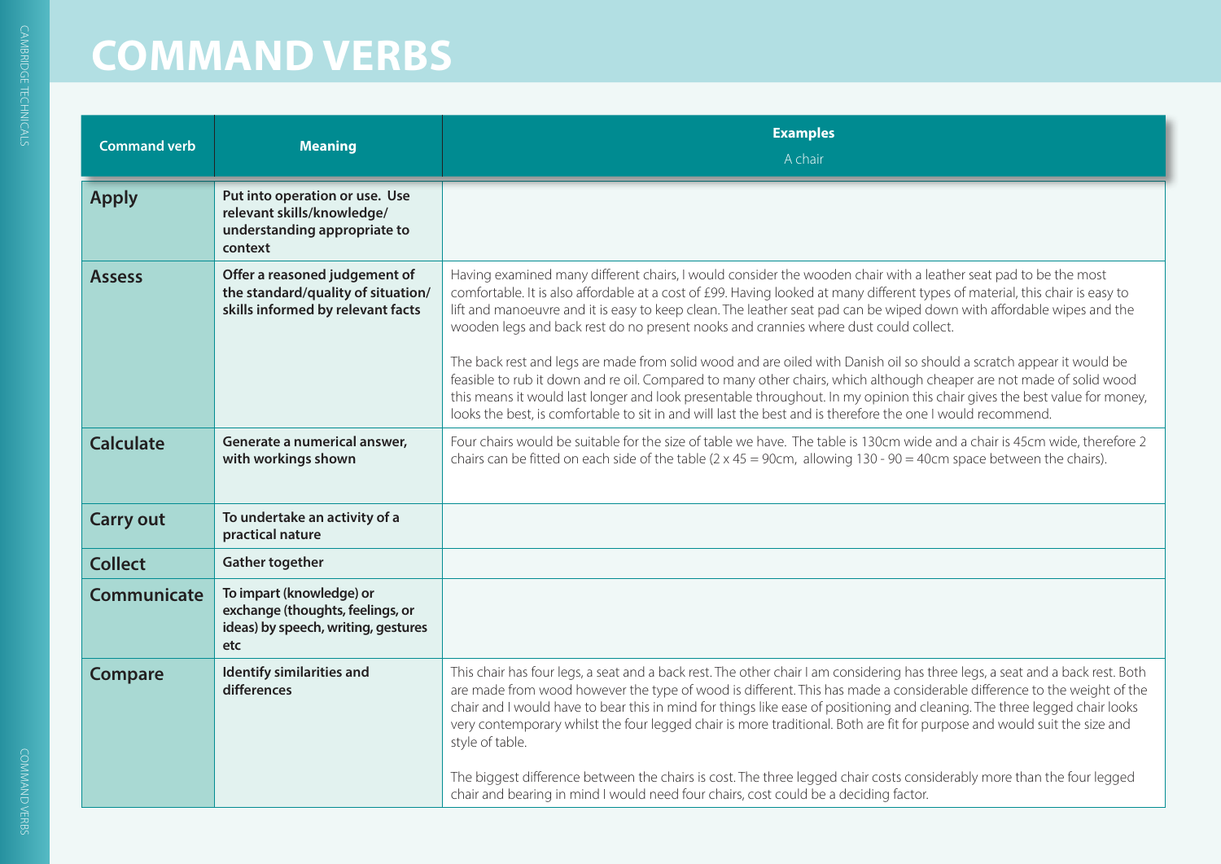# COMMAND VERBS

| Command verb | Meaning | Examples<br>A chair |
|---|---|---|
| **Apply** | **Put into operation or use. Use relevant skills/knowledge/ understanding appropriate to context** | |
| **Assess** | **Offer a reasoned judgement of the standard/quality of situation/ skills informed by relevant facts** | Having examined many different chairs, I would consider the wooden chair with a leather seat pad to be the most comfortable. It is also affordable at a cost of £99. Having looked at many different types of material, this chair is easy to lift and manoeuvre and it is easy to keep clean. The leather seat pad can be wiped down with affordable wipes and the wooden legs and back rest do no present nooks and crannies where dust could collect.<br><br>The back rest and legs are made from solid wood and are oiled with Danish oil so should a scratch appear it would be feasible to rub it down and re oil. Compared to many other chairs, which although cheaper are not made of solid wood this means it would last longer and look presentable throughout. In my opinion this chair gives the best value for money, looks the best, is comfortable to sit in and will last the best and is therefore the one I would recommend. |
| **Calculate** | **Generate a numerical answer, with workings shown** | Four chairs would be suitable for the size of table we have. The table is 130cm wide and a chair is 45cm wide, therefore 2 chairs can be fitted on each side of the table (2 x 45 = 90cm, allowing 130 - 90 = 40cm space between the chairs). |
| **Carry out** | **To undertake an activity of a practical nature** | |
| **Collect** | **Gather together** | |
| **Communicate** | **To impart (knowledge) or exchange (thoughts, feelings, or ideas) by speech, writing, gestures etc** | |
| **Compare** | **Identify similarities and differences** | This chair has four legs, a seat and a back rest. The other chair I am considering has three legs, a seat and a back rest. Both are made from wood however the type of wood is different. This has made a considerable difference to the weight of the chair and I would have to bear this in mind for things like ease of positioning and cleaning. The three legged chair looks very contemporary whilst the four legged chair is more traditional. Both are fit for purpose and would suit the size and style of table.<br><br>The biggest difference between the chairs is cost. The three legged chair costs considerably more than the four legged chair and bearing in mind I would need four chairs, cost could be a deciding factor. |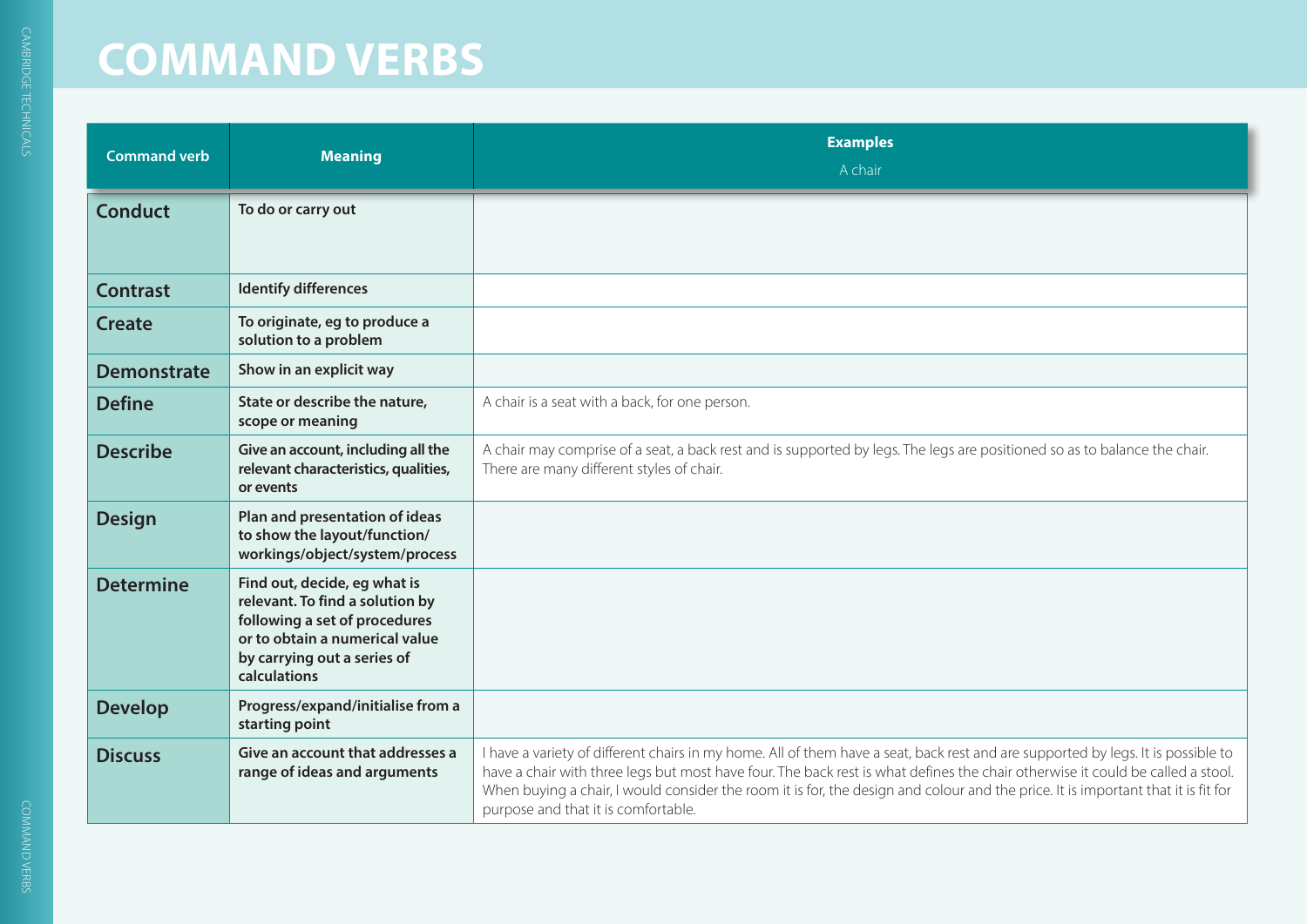# COMMAND VERBS

| Command verb | Meaning | Examples<br>A chair |
|---|---|---|
| **Conduct** | To do or carry out | |
| **Contrast** | Identify differences | |
| **Create** | To originate, eg to produce a solution to a problem | |
| **Demonstrate** | Show in an explicit way | |
| **Define** | State or describe the nature, scope or meaning | A chair is a seat with a back, for one person. |
| **Describe** | Give an account, including all the relevant characteristics, qualities, or events | A chair may comprise of a seat, a back rest and is supported by legs. The legs are positioned so as to balance the chair. There are many different styles of chair. |
| **Design** | Plan and presentation of ideas to show the layout/function/workings/object/system/process | |
| **Determine** | Find out, decide, eg what is relevant. To find a solution by following a set of procedures or to obtain a numerical value by carrying out a series of calculations | |
| **Develop** | Progress/expand/initialise from a starting point | |
| **Discuss** | Give an account that addresses a range of ideas and arguments | I have a variety of different chairs in my home. All of them have a seat, back rest and are supported by legs. It is possible to have a chair with three legs but most have four. The back rest is what defines the chair otherwise it could be called a stool. When buying a chair, I would consider the room it is for, the design and colour and the price. It is important that it is fit for purpose and that it is comfortable. |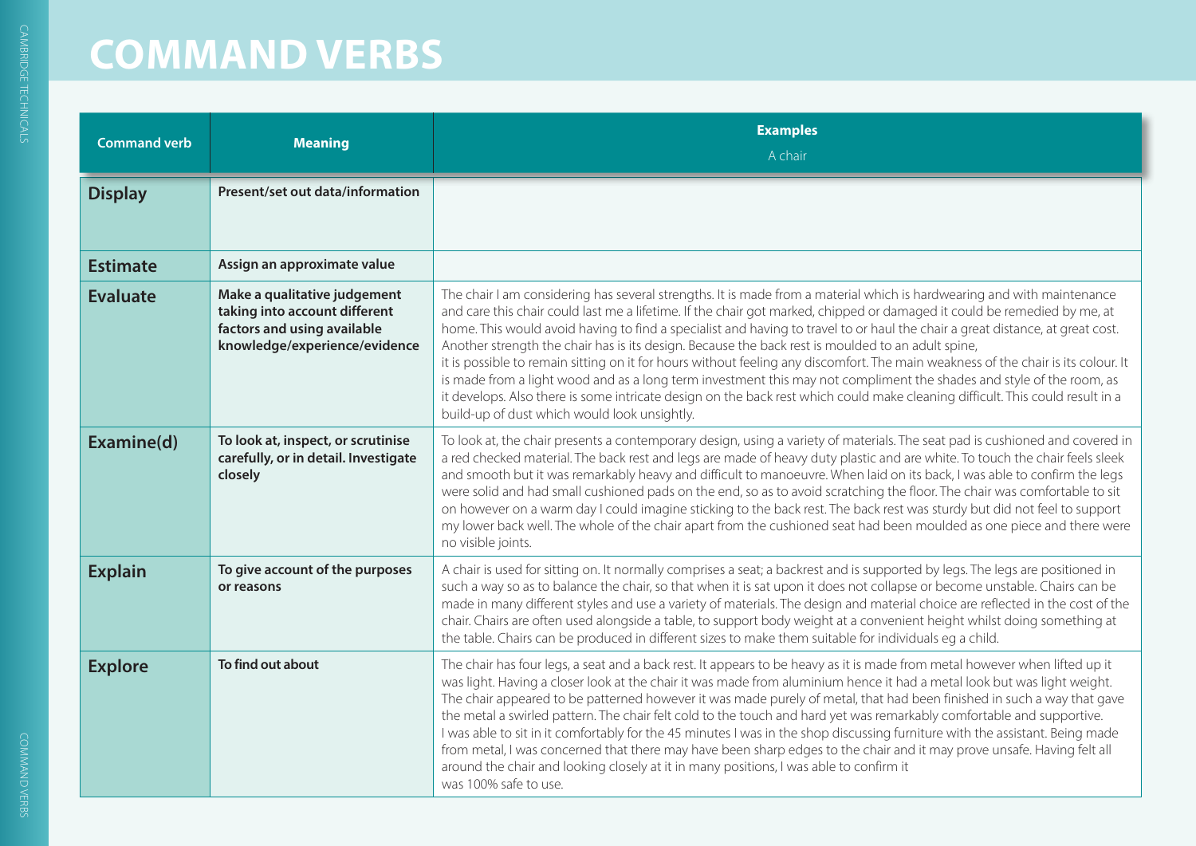# COMMAND VERBS

| Command verb | Meaning | Examples<br>A chair |
|---|---|---|
| **Display** | **Present/set out data/information** | |
| **Estimate** | **Assign an approximate value** | |
| **Evaluate** | **Make a qualitative judgement taking into account different factors and using available knowledge/experience/evidence** | The chair I am considering has several strengths. It is made from a material which is hardwearing and with maintenance and care this chair could last me a lifetime. If the chair got marked, chipped or damaged it could be remedied by me, at home. This would avoid having to find a specialist and having to travel to or haul the chair a great distance, at great cost. Another strength the chair has is its design. Because the back rest is moulded to an adult spine, it is possible to remain sitting on it for hours without feeling any discomfort. The main weakness of the chair is its colour. It is made from a light wood and as a long term investment this may not compliment the shades and style of the room, as it develops. Also there is some intricate design on the back rest which could make cleaning difficult. This could result in a build-up of dust which would look unsightly. |
| **Examine(d)** | **To look at, inspect, or scrutinise carefully, or in detail. Investigate closely** | To look at, the chair presents a contemporary design, using a variety of materials. The seat pad is cushioned and covered in a red checked material. The back rest and legs are made of heavy duty plastic and are white. To touch the chair feels sleek and smooth but it was remarkably heavy and difficult to manoeuvre. When laid on its back, I was able to confirm the legs were solid and had small cushioned pads on the end, so as to avoid scratching the floor. The chair was comfortable to sit on however on a warm day I could imagine sticking to the back rest. The back rest was sturdy but did not feel to support my lower back well. The whole of the chair apart from the cushioned seat had been moulded as one piece and there were no visible joints. |
| **Explain** | **To give account of the purposes or reasons** | A chair is used for sitting on. It normally comprises a seat; a backrest and is supported by legs. The legs are positioned in such a way so as to balance the chair, so that when it is sat upon it does not collapse or become unstable. Chairs can be made in many different styles and use a variety of materials. The design and material choice are reflected in the cost of the chair. Chairs are often used alongside a table, to support body weight at a convenient height whilst doing something at the table. Chairs can be produced in different sizes to make them suitable for individuals eg a child. |
| **Explore** | **To find out about** | The chair has four legs, a seat and a back rest. It appears to be heavy as it is made from metal however when lifted up it was light. Having a closer look at the chair it was made from aluminium hence it had a metal look but was light weight. The chair appeared to be patterned however it was made purely of metal, that had been finished in such a way that gave the metal a swirled pattern. The chair felt cold to the touch and hard yet was remarkably comfortable and supportive. I was able to sit in it comfortably for the 45 minutes I was in the shop discussing furniture with the assistant. Being made from metal, I was concerned that there may have been sharp edges to the chair and it may prove unsafe. Having felt all around the chair and looking closely at it in many positions, I was able to confirm it was 100% safe to use. |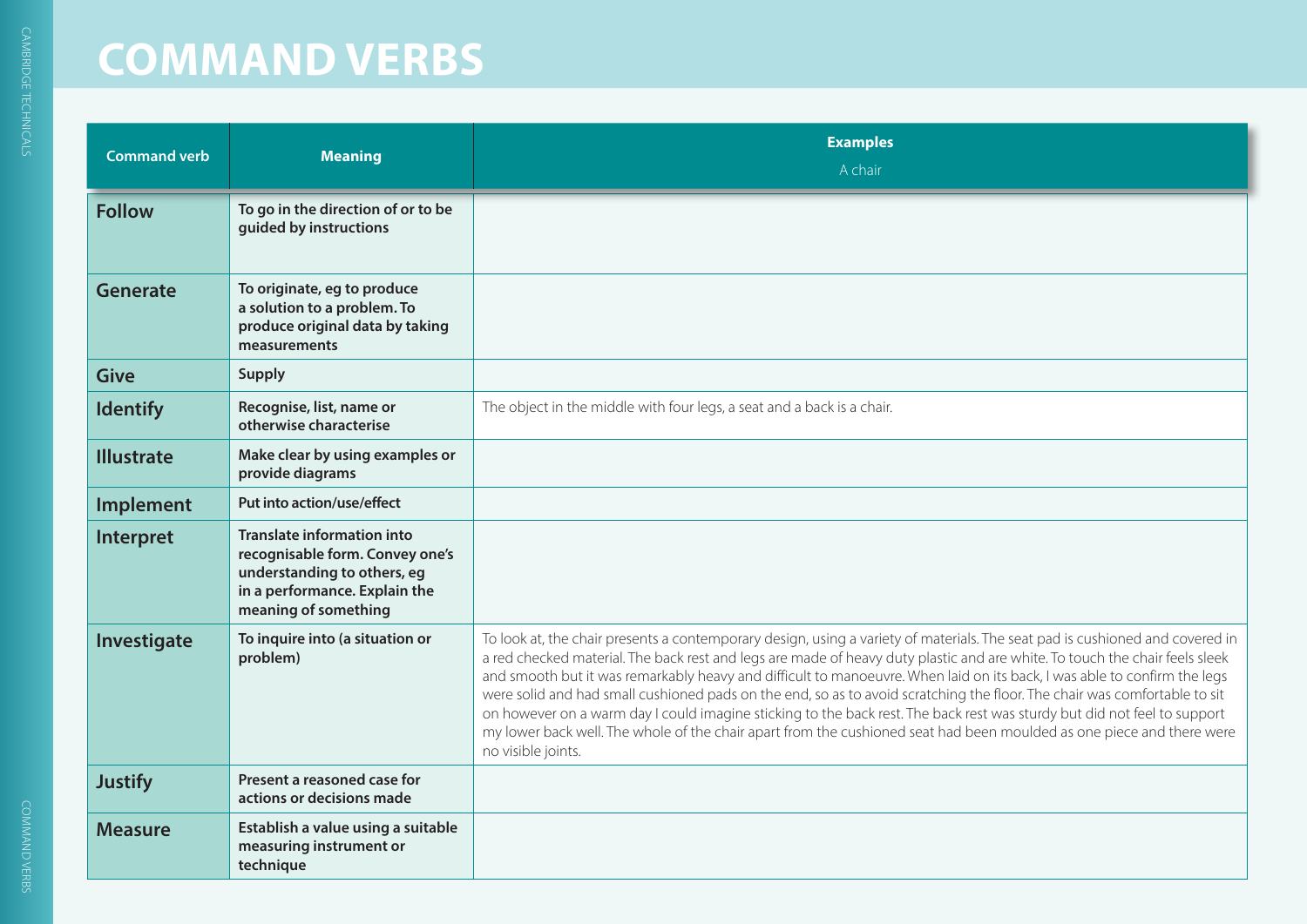# COMMAND VERBS

| Command verb | Meaning | Examples<br>A chair |
|---|---|---|
| **Follow** | **To go in the direction of or to be guided by instructions** | |
| **Generate** | **To originate, eg to produce a solution to a problem. To produce original data by taking measurements** | |
| **Give** | **Supply** | |
| **Identify** | **Recognise, list, name or otherwise characterise** | The object in the middle with four legs, a seat and a back is a chair. |
| **Illustrate** | **Make clear by using examples or provide diagrams** | |
| **Implement** | **Put into action/use/effect** | |
| **Interpret** | **Translate information into recognisable form. Convey one's understanding to others, eg in a performance. Explain the meaning of something** | |
| **Investigate** | **To inquire into (a situation or problem)** | To look at, the chair presents a contemporary design, using a variety of materials. The seat pad is cushioned and covered in a red checked material. The back rest and legs are made of heavy duty plastic and are white. To touch the chair feels sleek and smooth but it was remarkably heavy and difficult to manoeuvre. When laid on its back, I was able to confirm the legs were solid and had small cushioned pads on the end, so as to avoid scratching the floor. The chair was comfortable to sit on however on a warm day I could imagine sticking to the back rest. The back rest was sturdy but did not feel to support my lower back well. The whole of the chair apart from the cushioned seat had been moulded as one piece and there were no visible joints. |
| **Justify** | **Present a reasoned case for actions or decisions made** | |
| **Measure** | **Establish a value using a suitable measuring instrument or technique** | |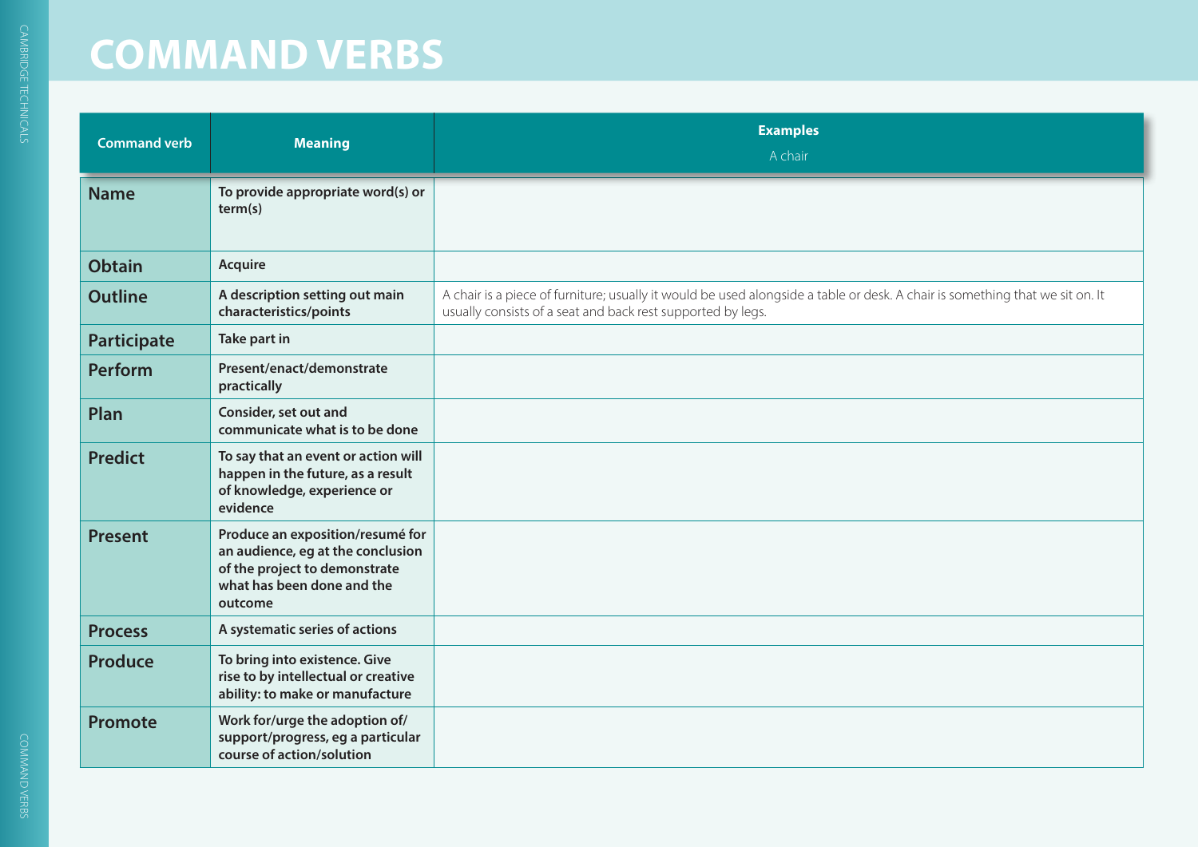# COMMAND VERBS

| Command verb | Meaning | Examples<br>A chair |
|---|---|---|
| **Name** | To provide appropriate word(s) or term(s) | |
| **Obtain** | Acquire | |
| **Outline** | A description setting out main characteristics/points | A chair is a piece of furniture; usually it would be used alongside a table or desk. A chair is something that we sit on. It usually consists of a seat and back rest supported by legs. |
| **Participate** | Take part in | |
| **Perform** | Present/enact/demonstrate practically | |
| **Plan** | Consider, set out and communicate what is to be done | |
| **Predict** | To say that an event or action will happen in the future, as a result of knowledge, experience or evidence | |
| **Present** | Produce an exposition/resumé for an audience, eg at the conclusion of the project to demonstrate what has been done and the outcome | |
| **Process** | A systematic series of actions | |
| **Produce** | To bring into existence. Give rise to by intellectual or creative ability: to make or manufacture | |
| **Promote** | Work for/urge the adoption of/support/progress, eg a particular course of action/solution | |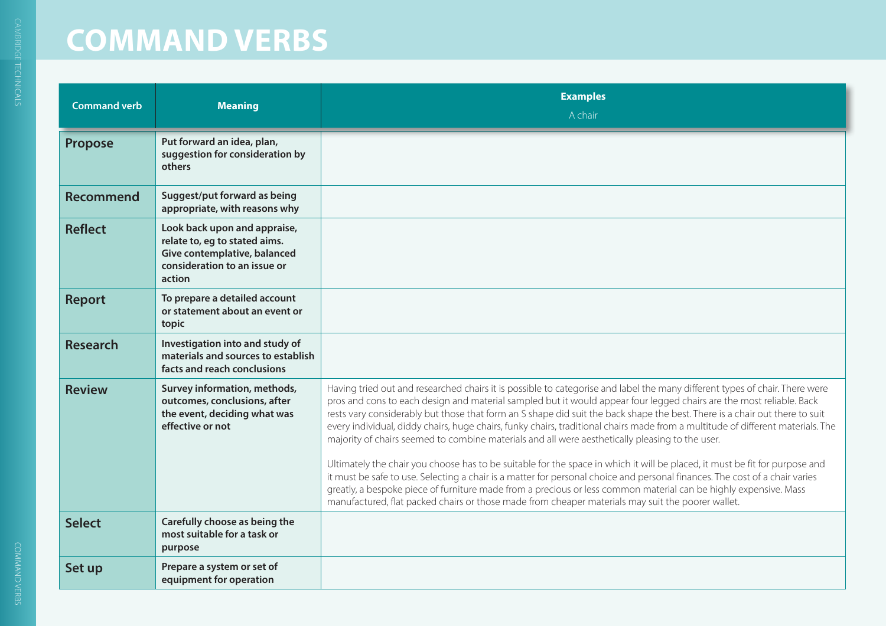# COMMAND VERBS

| Command verb | Meaning | Examples<br>A chair |
|---|---|---|
| **Propose** | **Put forward an idea, plan, suggestion for consideration by others** | |
| **Recommend** | **Suggest/put forward as being appropriate, with reasons why** | |
| **Reflect** | **Look back upon and appraise, relate to, eg to stated aims. Give contemplative, balanced consideration to an issue or action** | |
| **Report** | **To prepare a detailed account or statement about an event or topic** | |
| **Research** | **Investigation into and study of materials and sources to establish facts and reach conclusions** | |
| **Review** | **Survey information, methods, outcomes, conclusions, after the event, deciding what was effective or not** | Having tried out and researched chairs it is possible to categorise and label the many different types of chair. There were pros and cons to each design and material sampled but it would appear four legged chairs are the most reliable. Back rests vary considerably but those that form an S shape did suit the back shape the best. There is a chair out there to suit every individual, diddy chairs, huge chairs, funky chairs, traditional chairs made from a multitude of different materials. The majority of chairs seemed to combine materials and all were aesthetically pleasing to the user.<br><br>Ultimately the chair you choose has to be suitable for the space in which it will be placed, it must be fit for purpose and it must be safe to use. Selecting a chair is a matter for personal choice and personal finances. The cost of a chair varies greatly, a bespoke piece of furniture made from a precious or less common material can be highly expensive. Mass manufactured, flat packed chairs or those made from cheaper materials may suit the poorer wallet. |
| **Select** | **Carefully choose as being the most suitable for a task or purpose** | |
| **Set up** | **Prepare a system or set of equipment for operation** | |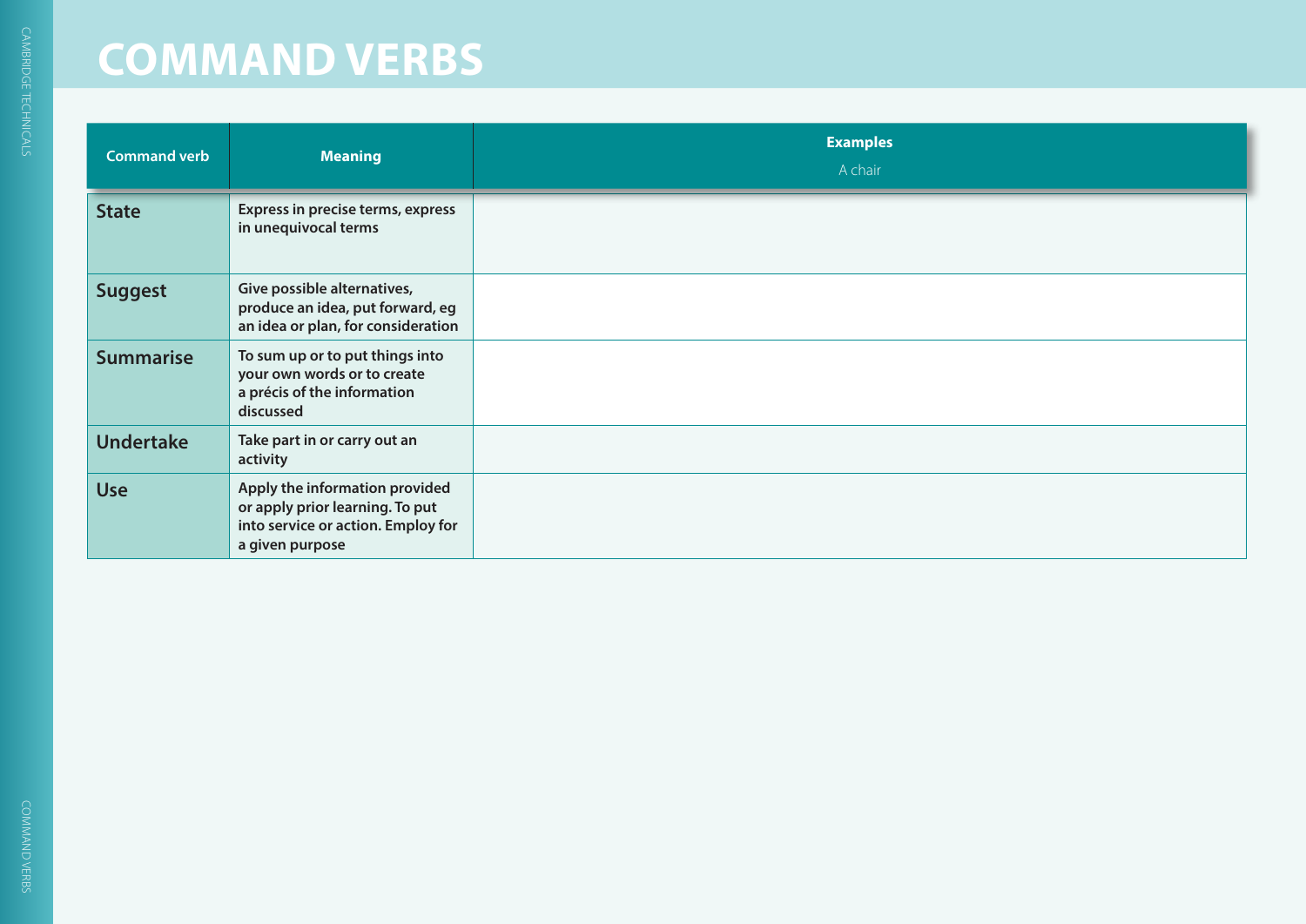# COMMAND VERBS

| Command verb | Meaning | Examples<br>A chair |
| --- | --- | --- |
| **State** | **Express in precise terms, express in unequivocal terms** | |
| **Suggest** | **Give possible alternatives, produce an idea, put forward, eg an idea or plan, for consideration** | |
| **Summarise** | **To sum up or to put things into your own words or to create a précis of the information discussed** | |
| **Undertake** | **Take part in or carry out an activity** | |
| **Use** | **Apply the information provided or apply prior learning. To put into service or action. Employ for a given purpose** | |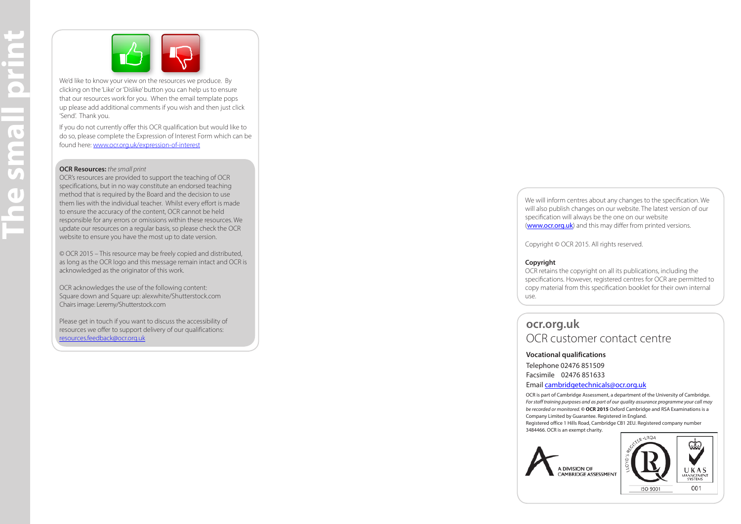# The small print

We'd like to know your view on the resources we produce. By clicking on the 'Like' or 'Dislike' button you can help us to ensure that our resources work for you. When the email template pops up please add additional comments if you wish and then just click 'Send'. Thank you.

If you do not currently offer this OCR qualification but would like to do so, please complete the Expression of Interest Form which can be found here: www.ocr.org.uk/expression-of-interest

**OCR Resources:** *the small print*
OCR's resources are provided to support the teaching of OCR specifications, but in no way constitute an endorsed teaching method that is required by the Board and the decision to use them lies with the individual teacher. Whilst every effort is made to ensure the accuracy of the content, OCR cannot be held responsible for any errors or omissions within these resources. We update our resources on a regular basis, so please check the OCR website to ensure you have the most up to date version.

© OCR 2015 – This resource may be freely copied and distributed, as long as the OCR logo and this message remain intact and OCR is acknowledged as the originator of this work.

OCR acknowledges the use of the following content:
Square down and Square up: alexwhite/Shutterstock.com
Chairs image: Leremy/Shutterstock.com

Please get in touch if you want to discuss the accessibility of resources we offer to support delivery of our qualifications: resources.feedback@ocr.org.uk

We will inform centres about any changes to the specification. We will also publish changes on our website. The latest version of our specification will always be the one on our website (www.ocr.org.uk) and this may differ from printed versions.

Copyright © OCR 2015. All rights reserved.

**Copyright**
OCR retains the copyright on all its publications, including the specifications. However, registered centres for OCR are permitted to copy material from this specification booklet for their own internal use.

## ocr.org.uk
OCR customer contact centre

**Vocational qualifications**
Telephone 02476 851509
Facsimile 02476 851633
Email cambridgetechnicals@ocr.org.uk

OCR is part of Cambridge Assessment, a department of the University of Cambridge. *For staff training purposes and as part of our quality assurance programme your call may be recorded or monitored.* © **OCR 2015** Oxford Cambridge and RSA Examinations is a Company Limited by Guarantee. Registered in England. Registered office 1 Hills Road, Cambridge CB1 2EU. Registered company number 3484466. OCR is an exempt charity.

A DIVISION OF CAMBRIDGE ASSESSMENT

LLOYD'S REGISTER LRQA ISO 9001

UKAS MANAGEMENT SYSTEMS 001